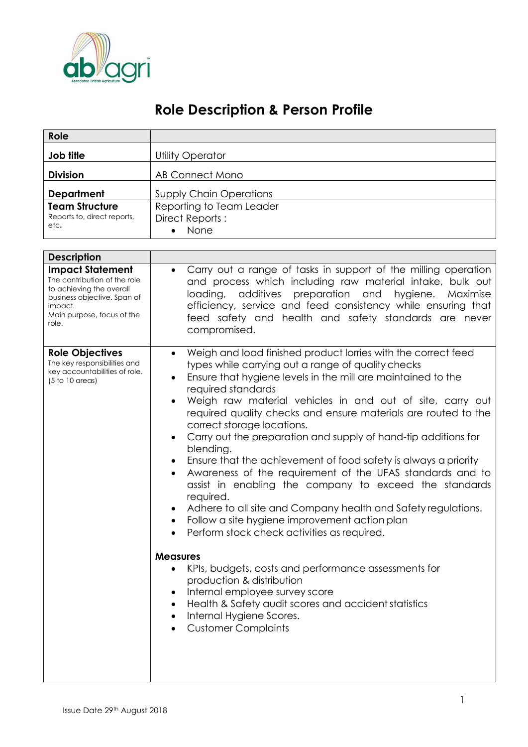# Role Description & Person Profile

| Role | |
|---|---|
| **Job title** | Utility Operator |
| **Division** | AB Connect Mono |
| **Department** | Supply Chain Operations |
| **Team Structure**<br>Reports to, direct reports, etc. | Reporting to Team Leader<br>Direct Reports :<br>• None |

| Description | |
|---|---|
| **Impact Statement**<br>The contribution of the role to achieving the overall business objective. Span of impact.<br>Main purpose, focus of the role. | • Carry out a range of tasks in support of the milling operation and process which including raw material intake, bulk out loading, additives preparation and hygiene. Maximise efficiency, service and feed consistency while ensuring that feed safety and health and safety standards are never compromised. |
| **Role Objectives**<br>The key responsibilities and key accountabilities of role. (5 to 10 areas) | • Weigh and load finished product lorries with the correct feed types while carrying out a range of quality checks<br>• Ensure that hygiene levels in the mill are maintained to the required standards<br>• Weigh raw material vehicles in and out of site, carry out required quality checks and ensure materials are routed to the correct storage locations.<br>• Carry out the preparation and supply of hand-tip additions for blending.<br>• Ensure that the achievement of food safety is always a priority<br>• Awareness of the requirement of the UFAS standards and to assist in enabling the company to exceed the standards required.<br>• Adhere to all site and Company health and Safety regulations.<br>• Follow a site hygiene improvement action plan<br>• Perform stock check activities as required.<br><br>**Measures**<br>• KPIs, budgets, costs and performance assessments for production & distribution<br>• Internal employee survey score<br>• Health & Safety audit scores and accident statistics<br>• Internal Hygiene Scores.<br>• Customer Complaints |

Issue Date 29th August 2018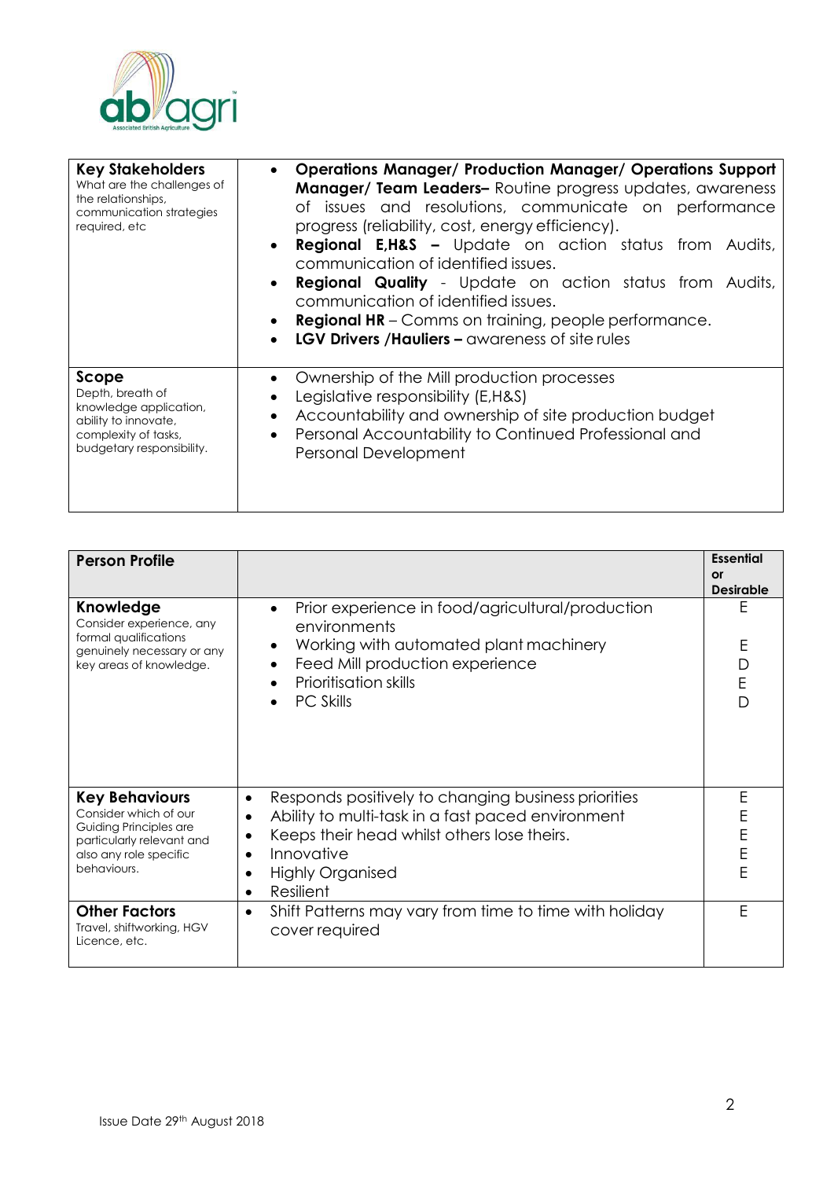| | |
|---|---|
| **Key Stakeholders**<br>What are the challenges of the relationships, communication strategies required, etc | • **Operations Manager/ Production Manager/ Operations Support Manager/ Team Leaders–** Routine progress updates, awareness of issues and resolutions, communicate on performance progress (reliability, cost, energy efficiency).<br>• **Regional E,H&S –** Update on action status from Audits, communication of identified issues.<br>• **Regional Quality** - Update on action status from Audits, communication of identified issues.<br>• **Regional HR** – Comms on training, people performance.<br>• **LGV Drivers /Hauliers –** awareness of site rules |
| **Scope**<br>Depth, breath of knowledge application, ability to innovate, complexity of tasks, budgetary responsibility. | • Ownership of the Mill production processes<br>• Legislative responsibility (E,H&S)<br>• Accountability and ownership of site production budget<br>• Personal Accountability to Continued Professional and Personal Development |

| **Person Profile** | | **Essential or Desirable** |
|---|---|---|
| **Knowledge**<br>Consider experience, any formal qualifications genuinely necessary or any key areas of knowledge. | • Prior experience in food/agricultural/production environments<br>• Working with automated plant machinery<br>• Feed Mill production experience<br>• Prioritisation skills<br>• PC Skills | E<br><br>E<br>D<br>E<br>D |
| **Key Behaviours**<br>Consider which of our Guiding Principles are particularly relevant and also any role specific behaviours. | • Responds positively to changing business priorities<br>• Ability to multi-task in a fast paced environment<br>• Keeps their head whilst others lose theirs.<br>• Innovative<br>• Highly Organised<br>• Resilient | E<br>E<br>E<br>E<br>E |
| **Other Factors**<br>Travel, shiftworking, HGV Licence, etc. | • Shift Patterns may vary from time to time with holiday cover required | E |

Issue Date 29th August 2018